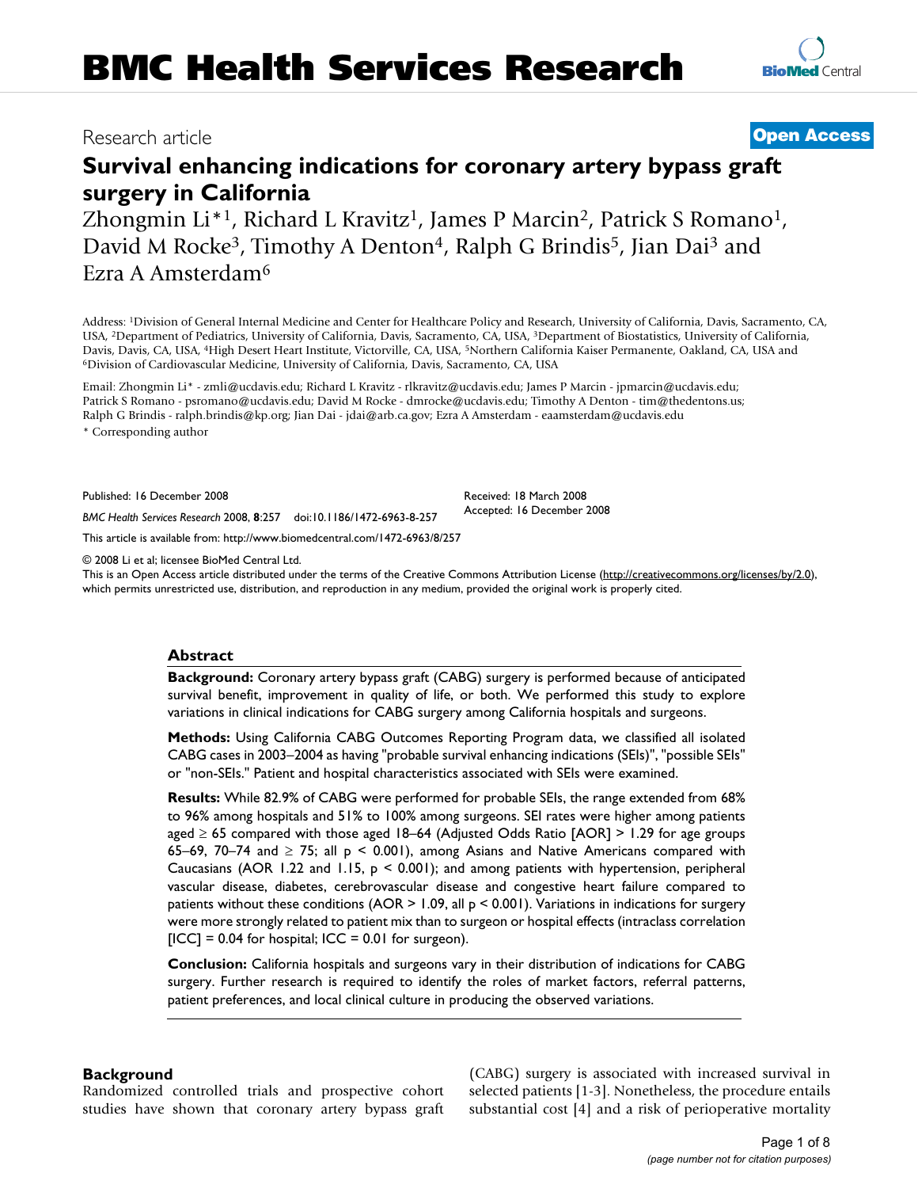# BMC Health Services Research

Research article **Open Access**

# Survival enhancing indications for coronary artery bypass graft surgery in California

Zhongmin Li*[1], Richard L Kravitz[1], James P Marcin[2], Patrick S Romano[1], David M Rocke[3], Timothy A Denton[4], Ralph G Brindis[5], Jian Dai[3] and Ezra A Amsterdam[6]

Address: [1]Division of General Internal Medicine and Center for Healthcare Policy and Research, University of California, Davis, Sacramento, CA, USA, [2]Department of Pediatrics, University of California, Davis, Sacramento, CA, USA, [3]Department of Biostatistics, University of California, Davis, Davis, CA, USA, [4]High Desert Heart Institute, Victorville, CA, USA, [5]Northern California Kaiser Permanente, Oakland, CA, USA and [6]Division of Cardiovascular Medicine, University of California, Davis, Sacramento, CA, USA

Email: Zhongmin Li* - zmli@ucdavis.edu; Richard L Kravitz - rlkravitz@ucdavis.edu; James P Marcin - jpmarcin@ucdavis.edu; Patrick S Romano - psromano@ucdavis.edu; David M Rocke - dmrocke@ucdavis.edu; Timothy A Denton - tim@thedentons.us; Ralph G Brindis - ralph.brindis@kp.org; Jian Dai - jdai@arb.ca.gov; Ezra A Amsterdam - eaamsterdam@ucdavis.edu

* Corresponding author

Published: 16 December 2008

*BMC Health Services Research* 2008, **8**:257 doi:10.1186/1472-6963-8-257

Received: 18 March 2008

Accepted: 16 December 2008

This article is available from: http://www.biomedcentral.com/1472-6963/8/257

© 2008 Li et al; licensee BioMed Central Ltd.

This is an Open Access article distributed under the terms of the Creative Commons Attribution License (http://creativecommons.org/licenses/by/2.0), which permits unrestricted use, distribution, and reproduction in any medium, provided the original work is properly cited.

## Abstract

**Background:** Coronary artery bypass graft (CABG) surgery is performed because of anticipated survival benefit, improvement in quality of life, or both. We performed this study to explore variations in clinical indications for CABG surgery among California hospitals and surgeons.

**Methods:** Using California CABG Outcomes Reporting Program data, we classified all isolated CABG cases in 2003–2004 as having "probable survival enhancing indications (SEIs)", "possible SEIs" or "non-SEIs." Patient and hospital characteristics associated with SEIs were examined.

**Results:** While 82.9% of CABG were performed for probable SEIs, the range extended from 68% to 96% among hospitals and 51% to 100% among surgeons. SEI rates were higher among patients aged ≥ 65 compared with those aged 18–64 (Adjusted Odds Ratio [AOR] > 1.29 for age groups 65–69, 70–74 and ≥ 75; all $p < 0.001$), among Asians and Native Americans compared with Caucasians (AOR 1.22 and 1.15, $p < 0.001$); and among patients with hypertension, peripheral vascular disease, diabetes, cerebrovascular disease and congestive heart failure compared to patients without these conditions (AOR > 1.09, all $p < 0.001$). Variations in indications for surgery were more strongly related to patient mix than to surgeon or hospital effects (intraclass correlation [ICC] = 0.04 for hospital; ICC = 0.01 for surgeon).

**Conclusion:** California hospitals and surgeons vary in their distribution of indications for CABG surgery. Further research is required to identify the roles of market factors, referral patterns, patient preferences, and local clinical culture in producing the observed variations.

## Background

Randomized controlled trials and prospective cohort studies have shown that coronary artery bypass graft (CABG) surgery is associated with increased survival in selected patients [1-3]. Nonetheless, the procedure entails substantial cost [4] and a risk of perioperative mortality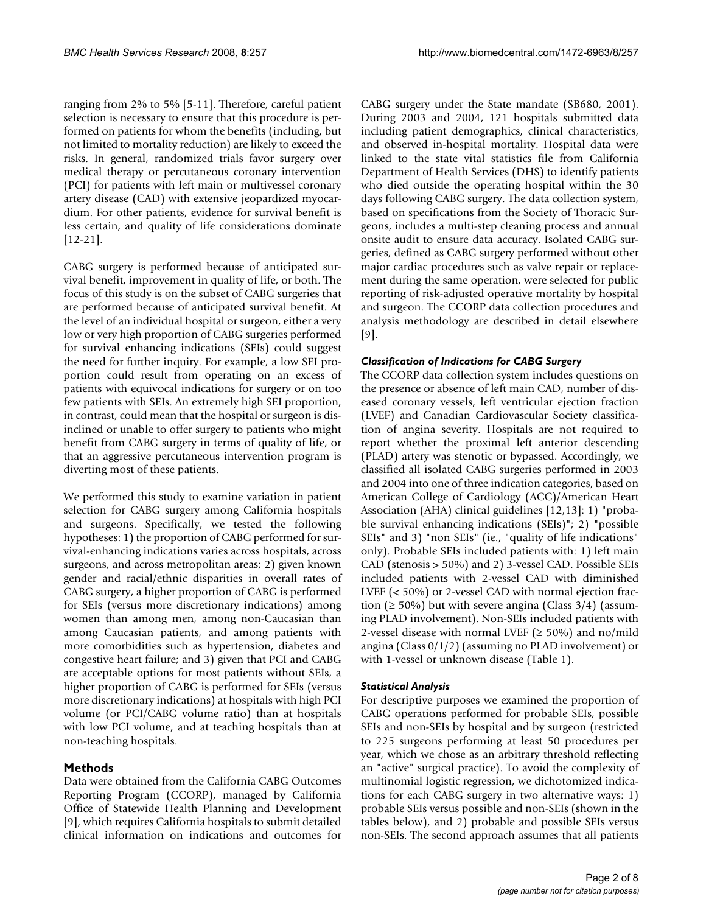ranging from 2% to 5% [5-11]. Therefore, careful patient selection is necessary to ensure that this procedure is performed on patients for whom the benefits (including, but not limited to mortality reduction) are likely to exceed the risks. In general, randomized trials favor surgery over medical therapy or percutaneous coronary intervention (PCI) for patients with left main or multivessel coronary artery disease (CAD) with extensive jeopardized myocardium. For other patients, evidence for survival benefit is less certain, and quality of life considerations dominate [12-21].

CABG surgery is performed because of anticipated survival benefit, improvement in quality of life, or both. The focus of this study is on the subset of CABG surgeries that are performed because of anticipated survival benefit. At the level of an individual hospital or surgeon, either a very low or very high proportion of CABG surgeries performed for survival enhancing indications (SEIs) could suggest the need for further inquiry. For example, a low SEI proportion could result from operating on an excess of patients with equivocal indications for surgery or on too few patients with SEIs. An extremely high SEI proportion, in contrast, could mean that the hospital or surgeon is disinclined or unable to offer surgery to patients who might benefit from CABG surgery in terms of quality of life, or that an aggressive percutaneous intervention program is diverting most of these patients.

We performed this study to examine variation in patient selection for CABG surgery among California hospitals and surgeons. Specifically, we tested the following hypotheses: 1) the proportion of CABG performed for survival-enhancing indications varies across hospitals, across surgeons, and across metropolitan areas; 2) given known gender and racial/ethnic disparities in overall rates of CABG surgery, a higher proportion of CABG is performed for SEIs (versus more discretionary indications) among women than among men, among non-Caucasian than among Caucasian patients, and among patients with more comorbidities such as hypertension, diabetes and congestive heart failure; and 3) given that PCI and CABG are acceptable options for most patients without SEIs, a higher proportion of CABG is performed for SEIs (versus more discretionary indications) at hospitals with high PCI volume (or PCI/CABG volume ratio) than at hospitals with low PCI volume, and at teaching hospitals than at non-teaching hospitals.

## Methods

Data were obtained from the California CABG Outcomes Reporting Program (CCORP), managed by California Office of Statewide Health Planning and Development [9], which requires California hospitals to submit detailed clinical information on indications and outcomes for CABG surgery under the State mandate (SB680, 2001). During 2003 and 2004, 121 hospitals submitted data including patient demographics, clinical characteristics, and observed in-hospital mortality. Hospital data were linked to the state vital statistics file from California Department of Health Services (DHS) to identify patients who died outside the operating hospital within the 30 days following CABG surgery. The data collection system, based on specifications from the Society of Thoracic Surgeons, includes a multi-step cleaning process and annual onsite audit to ensure data accuracy. Isolated CABG surgeries, defined as CABG surgery performed without other major cardiac procedures such as valve repair or replacement during the same operation, were selected for public reporting of risk-adjusted operative mortality by hospital and surgeon. The CCORP data collection procedures and analysis methodology are described in detail elsewhere [9].

### *Classification of Indications for CABG Surgery*

The CCORP data collection system includes questions on the presence or absence of left main CAD, number of diseased coronary vessels, left ventricular ejection fraction (LVEF) and Canadian Cardiovascular Society classification of angina severity. Hospitals are not required to report whether the proximal left anterior descending (PLAD) artery was stenotic or bypassed. Accordingly, we classified all isolated CABG surgeries performed in 2003 and 2004 into one of three indication categories, based on American College of Cardiology (ACC)/American Heart Association (AHA) clinical guidelines [12,13]: 1) "probable survival enhancing indications (SEIs)"; 2) "possible SEIs" and 3) "non SEIs" (ie., "quality of life indications" only). Probable SEIs included patients with: 1) left main CAD (stenosis > 50%) and 2) 3-vessel CAD. Possible SEIs included patients with 2-vessel CAD with diminished LVEF (< 50%) or 2-vessel CAD with normal ejection fraction (≥ 50%) but with severe angina (Class 3/4) (assuming PLAD involvement). Non-SEIs included patients with 2-vessel disease with normal LVEF (≥ 50%) and no/mild angina (Class 0/1/2) (assuming no PLAD involvement) or with 1-vessel or unknown disease (Table 1).

### *Statistical Analysis*

For descriptive purposes we examined the proportion of CABG operations performed for probable SEIs, possible SEIs and non-SEIs by hospital and by surgeon (restricted to 225 surgeons performing at least 50 procedures per year, which we chose as an arbitrary threshold reflecting an "active" surgical practice). To avoid the complexity of multinomial logistic regression, we dichotomized indications for each CABG surgery in two alternative ways: 1) probable SEIs versus possible and non-SEIs (shown in the tables below), and 2) probable and possible SEIs versus non-SEIs. The second approach assumes that all patients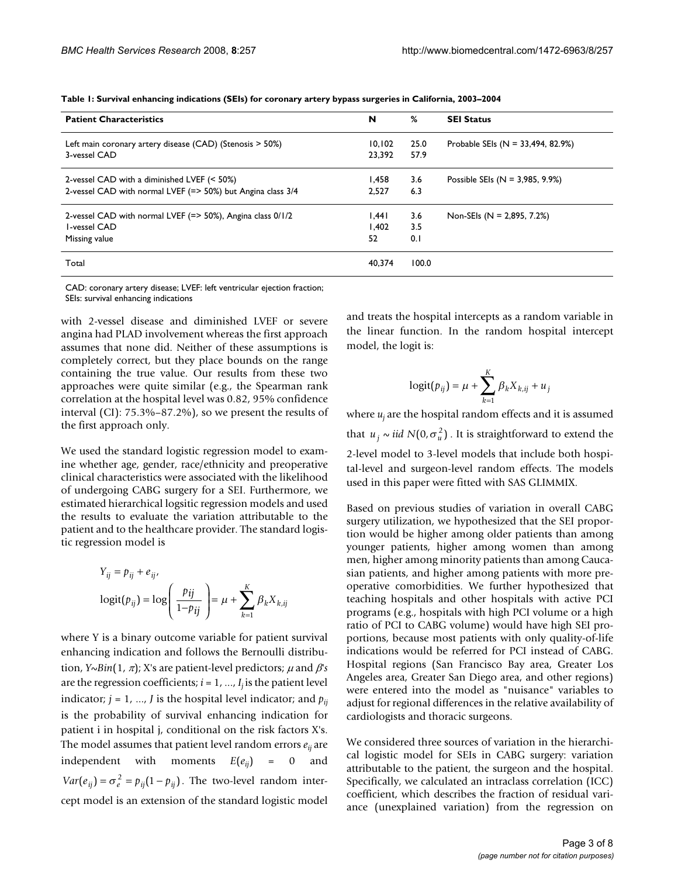**Table 1: Survival enhancing indications (SEIs) for coronary artery bypass surgeries in California, 2003–2004**

| Patient Characteristics | N | % | SEI Status |
| --- | --- | --- | --- |
| Left main coronary artery disease (CAD) (Stenosis > 50%) | 10,102 | 25.0 | Probable SEIs (N = 33,494, 82.9%) |
| 3-vessel CAD | 23,392 | 57.9 | |
| 2-vessel CAD with a diminished LVEF (< 50%) | 1,458 | 3.6 | Possible SEIs (N = 3,985, 9.9%) |
| 2-vessel CAD with normal LVEF (=> 50%) but Angina class 3/4 | 2,527 | 6.3 | |
| 2-vessel CAD with normal LVEF (=> 50%), Angina class 0/1/2 | 1,441 | 3.6 | Non-SEIs (N = 2,895, 7.2%) |
| 1-vessel CAD | 1,402 | 3.5 | |
| Missing value | 52 | 0.1 | |
| Total | 40,374 | 100.0 | |

CAD: coronary artery disease; LVEF: left ventricular ejection fraction; SEIs: survival enhancing indications

with 2-vessel disease and diminished LVEF or severe angina had PLAD involvement whereas the first approach assumes that none did. Neither of these assumptions is completely correct, but they place bounds on the range containing the true value. Our results from these two approaches were quite similar (e.g., the Spearman rank correlation at the hospital level was 0.82, 95% confidence interval (CI): 75.3%–87.2%), so we present the results of the first approach only.

We used the standard logistic regression model to examine whether age, gender, race/ethnicity and preoperative clinical characteristics were associated with the likelihood of undergoing CABG surgery for a SEI. Furthermore, we estimated hierarchical logsitic regression models and used the results to evaluate the variation attributable to the patient and to the healthcare provider. The standard logistic regression model is

$$Y_{ij} = p_{ij} + e_{ij},$$
$$\text{logit}(p_{ij}) = \log\left(\frac{p_{ij}}{1-p_{ij}}\right) = \mu + \sum_{k=1}^{K} \beta_k X_{k,ij}$$

where Y is a binary outcome variable for patient survival enhancing indication and follows the Bernoulli distribution, $Y \sim Bin(1, \pi)$; X's are patient-level predictors; $\mu$ and $\beta$'s are the regression coefficients; $i = 1, ..., I_j$ is the patient level indicator; $j = 1, ..., J$ is the hospital level indicator; and $p_{ij}$ is the probability of survival enhancing indication for patient i in hospital j, conditional on the risk factors X's. The model assumes that patient level random errors $e_{ij}$ are independent with moments $E(e_{ij}) = 0$ and $Var(e_{ij}) = \sigma_e^2 = p_{ij}(1 - p_{ij})$. The two-level random intercept model is an extension of the standard logistic model and treats the hospital intercepts as a random variable in the linear function. In the random hospital intercept model, the logit is:

$$\text{logit}(p_{ij}) = \mu + \sum_{k=1}^{K} \beta_k X_{k,ij} + u_j$$

where $u_j$ are the hospital random effects and it is assumed that $u_j \sim iid\ N(0, \sigma_u^2)$. It is straightforward to extend the 2-level model to 3-level models that include both hospital-level and surgeon-level random effects. The models used in this paper were fitted with SAS GLIMMIX.

Based on previous studies of variation in overall CABG surgery utilization, we hypothesized that the SEI proportion would be higher among older patients than among younger patients, higher among women than among men, higher among minority patients than among Caucasian patients, and higher among patients with more preoperative comorbidities. We further hypothesized that teaching hospitals and other hospitals with active PCI programs (e.g., hospitals with high PCI volume or a high ratio of PCI to CABG volume) would have high SEI proportions, because most patients with only quality-of-life indications would be referred for PCI instead of CABG. Hospital regions (San Francisco Bay area, Greater Los Angeles area, Greater San Diego area, and other regions) were entered into the model as "nuisance" variables to adjust for regional differences in the relative availability of cardiologists and thoracic surgeons.

We considered three sources of variation in the hierarchical logistic model for SEIs in CABG surgery: variation attributable to the patient, the surgeon and the hospital. Specifically, we calculated an intraclass correlation (ICC) coefficient, which describes the fraction of residual variance (unexplained variation) from the regression on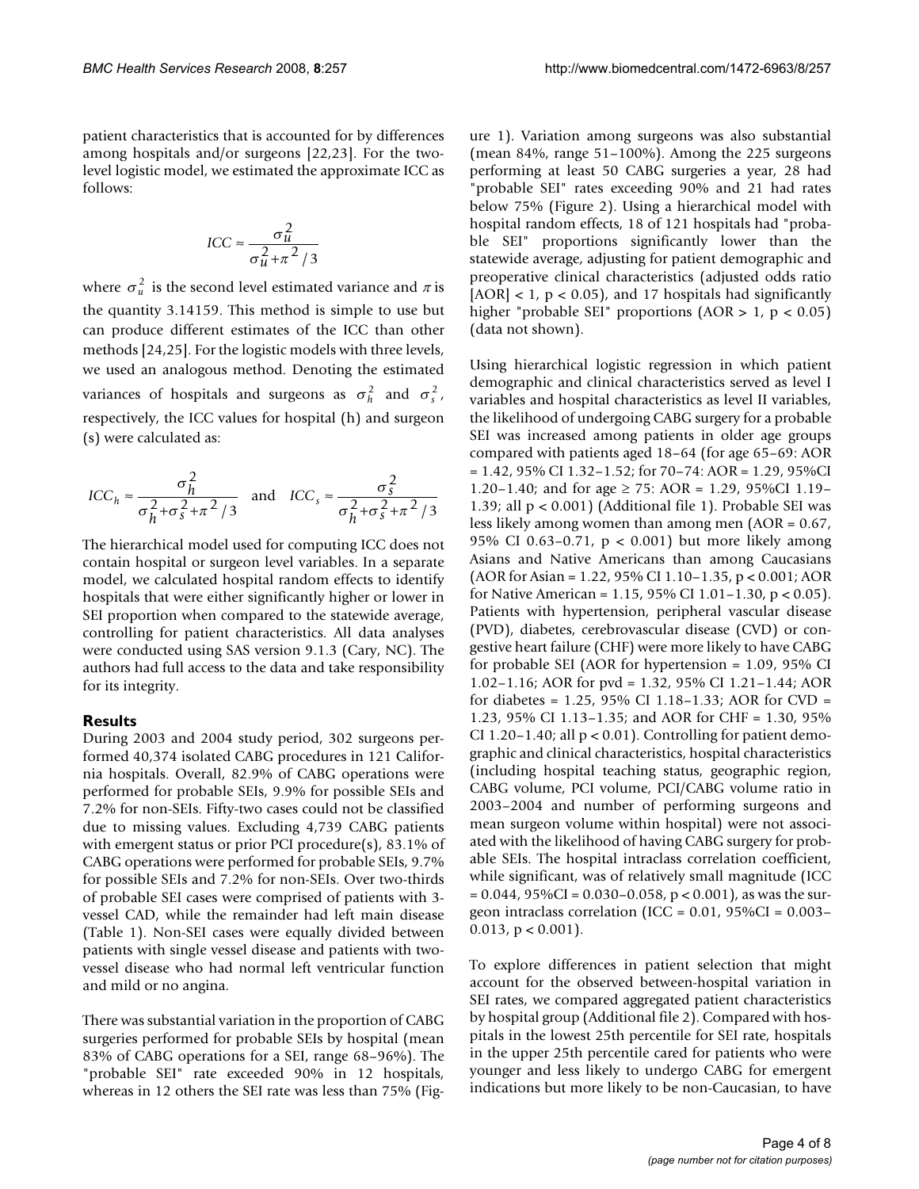patient characteristics that is accounted for by differences among hospitals and/or surgeons [22,23]. For the two-level logistic model, we estimated the approximate ICC as follows:

$$ICC \approx \frac{\sigma_u^2}{\sigma_u^2 + \pi^2/3}$$

where $\sigma_u^2$ is the second level estimated variance and $\pi$ is the quantity 3.14159. This method is simple to use but can produce different estimates of the ICC than other methods [24,25]. For the logistic models with three levels, we used an analogous method. Denoting the estimated variances of hospitals and surgeons as $\sigma_h^2$ and $\sigma_s^2$, respectively, the ICC values for hospital (h) and surgeon (s) were calculated as:

$$ICC_h \approx \frac{\sigma_h^2}{\sigma_h^2 + \sigma_s^2 + \pi^2/3} \quad \text{and} \quad ICC_s \approx \frac{\sigma_s^2}{\sigma_h^2 + \sigma_s^2 + \pi^2/3}$$

The hierarchical model used for computing ICC does not contain hospital or surgeon level variables. In a separate model, we calculated hospital random effects to identify hospitals that were either significantly higher or lower in SEI proportion when compared to the statewide average, controlling for patient characteristics. All data analyses were conducted using SAS version 9.1.3 (Cary, NC). The authors had full access to the data and take responsibility for its integrity.

## Results

During 2003 and 2004 study period, 302 surgeons performed 40,374 isolated CABG procedures in 121 California hospitals. Overall, 82.9% of CABG operations were performed for probable SEIs, 9.9% for possible SEIs and 7.2% for non-SEIs. Fifty-two cases could not be classified due to missing values. Excluding 4,739 CABG patients with emergent status or prior PCI procedure(s), 83.1% of CABG operations were performed for probable SEIs, 9.7% for possible SEIs and 7.2% for non-SEIs. Over two-thirds of probable SEI cases were comprised of patients with 3-vessel CAD, while the remainder had left main disease (Table 1). Non-SEI cases were equally divided between patients with single vessel disease and patients with two-vessel disease who had normal left ventricular function and mild or no angina.

There was substantial variation in the proportion of CABG surgeries performed for probable SEIs by hospital (mean 83% of CABG operations for a SEI, range 68–96%). The "probable SEI" rate exceeded 90% in 12 hospitals, whereas in 12 others the SEI rate was less than 75% (Figure 1). Variation among surgeons was also substantial (mean 84%, range 51–100%). Among the 225 surgeons performing at least 50 CABG surgeries a year, 28 had "probable SEI" rates exceeding 90% and 21 had rates below 75% (Figure 2). Using a hierarchical model with hospital random effects, 18 of 121 hospitals had "probable SEI" proportions significantly lower than the statewide average, adjusting for patient demographic and preoperative clinical characteristics (adjusted odds ratio [AOR] < 1, $p < 0.05$), and 17 hospitals had significantly higher "probable SEI" proportions (AOR > 1, $p < 0.05$) (data not shown).

Using hierarchical logistic regression in which patient demographic and clinical characteristics served as level I variables and hospital characteristics as level II variables, the likelihood of undergoing CABG surgery for a probable SEI was increased among patients in older age groups compared with patients aged 18–64 (for age 65–69: AOR = 1.42, 95% CI 1.32–1.52; for 70–74: AOR = 1.29, 95%CI 1.20–1.40; and for age ≥ 75: AOR = 1.29, 95%CI 1.19–1.39; all $p < 0.001$) (Additional file 1). Probable SEI was less likely among women than among men (AOR = 0.67, 95% CI 0.63–0.71, $p < 0.001$) but more likely among Asians and Native Americans than among Caucasians (AOR for Asian = 1.22, 95% CI 1.10–1.35, $p < 0.001$; AOR for Native American = 1.15, 95% CI 1.01–1.30, $p < 0.05$). Patients with hypertension, peripheral vascular disease (PVD), diabetes, cerebrovascular disease (CVD) or congestive heart failure (CHF) were more likely to have CABG for probable SEI (AOR for hypertension = 1.09, 95% CI 1.02–1.16; AOR for pvd = 1.32, 95% CI 1.21–1.44; AOR for diabetes = 1.25, 95% CI 1.18–1.33; AOR for CVD = 1.23, 95% CI 1.13–1.35; and AOR for CHF = 1.30, 95% CI 1.20–1.40; all $p < 0.01$). Controlling for patient demographic and clinical characteristics, hospital characteristics (including hospital teaching status, geographic region, CABG volume, PCI volume, PCI/CABG volume ratio in 2003–2004 and number of performing surgeons and mean surgeon volume within hospital) were not associated with the likelihood of having CABG surgery for probable SEIs. The hospital intraclass correlation coefficient, while significant, was of relatively small magnitude (ICC = 0.044, 95%CI = 0.030–0.058, $p < 0.001$), as was the surgeon intraclass correlation (ICC = 0.01, 95%CI = 0.003–0.013, $p < 0.001$).

To explore differences in patient selection that might account for the observed between-hospital variation in SEI rates, we compared aggregated patient characteristics by hospital group (Additional file 2). Compared with hospitals in the lowest 25th percentile for SEI rate, hospitals in the upper 25th percentile cared for patients who were younger and less likely to undergo CABG for emergent indications but more likely to be non-Caucasian, to have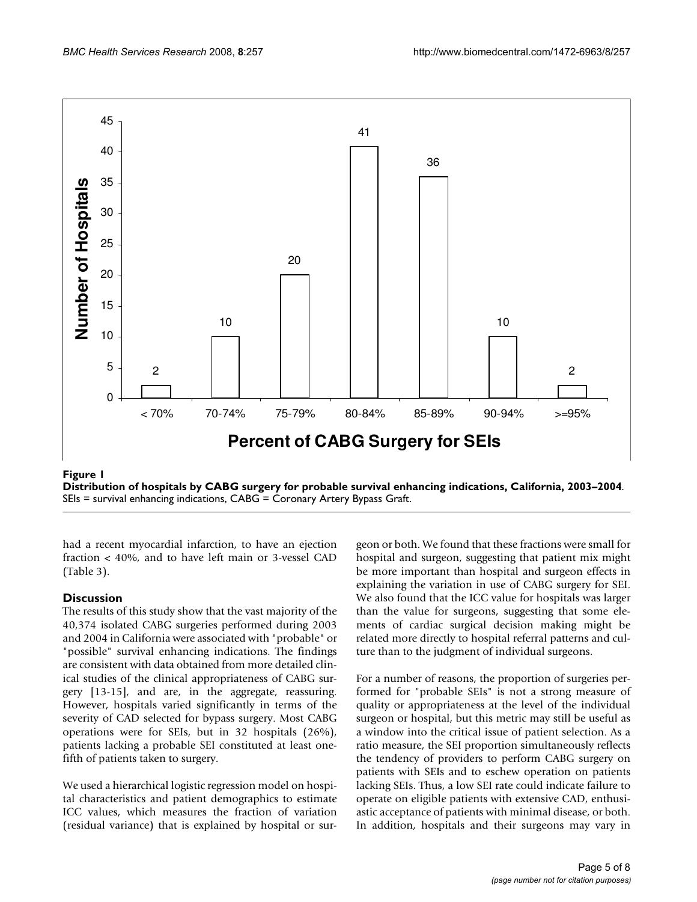45
40
35
30
25
20
15
10
5
0

Number of Hospitals

2
10
20
41
36
10
2

< 70%
70-74%
75-79%
80-84%
85-89%
90-94%
>=95%

Percent of CABG Surgery for SEIs

**Figure 1**
**Distribution of hospitals by CABG surgery for probable survival enhancing indications, California, 2003–2004**. SEIs = survival enhancing indications, CABG = Coronary Artery Bypass Graft.

had a recent myocardial infarction, to have an ejection fraction < 40%, and to have left main or 3-vessel CAD (Table 3).

## Discussion

The results of this study show that the vast majority of the 40,374 isolated CABG surgeries performed during 2003 and 2004 in California were associated with "probable" or "possible" survival enhancing indications. The findings are consistent with data obtained from more detailed clinical studies of the clinical appropriateness of CABG surgery [13-15], and are, in the aggregate, reassuring. However, hospitals varied significantly in terms of the severity of CAD selected for bypass surgery. Most CABG operations were for SEIs, but in 32 hospitals (26%), patients lacking a probable SEI constituted at least one-fifth of patients taken to surgery.

We used a hierarchical logistic regression model on hospital characteristics and patient demographics to estimate ICC values, which measures the fraction of variation (residual variance) that is explained by hospital or surgeon or both. We found that these fractions were small for hospital and surgeon, suggesting that patient mix might be more important than hospital and surgeon effects in explaining the variation in use of CABG surgery for SEI. We also found that the ICC value for hospitals was larger than the value for surgeons, suggesting that some elements of cardiac surgical decision making might be related more directly to hospital referral patterns and culture than to the judgment of individual surgeons.

For a number of reasons, the proportion of surgeries performed for "probable SEIs" is not a strong measure of quality or appropriateness at the level of the individual surgeon or hospital, but this metric may still be useful as a window into the critical issue of patient selection. As a ratio measure, the SEI proportion simultaneously reflects the tendency of providers to perform CABG surgery on patients with SEIs and to eschew operation on patients lacking SEIs. Thus, a low SEI rate could indicate failure to operate on eligible patients with extensive CAD, enthusiastic acceptance of patients with minimal disease, or both. In addition, hospitals and their surgeons may vary in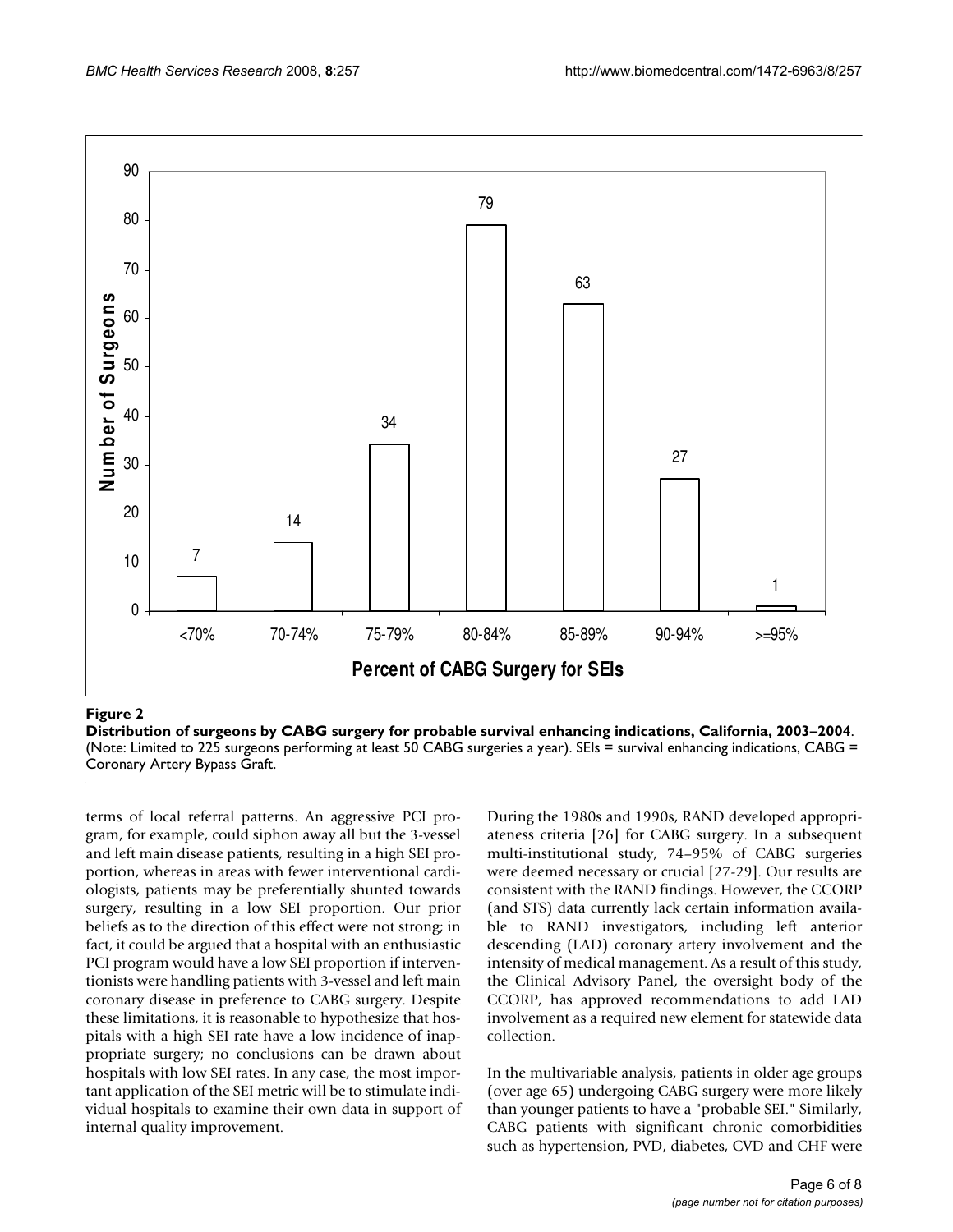90
80
70
60
50
40
30
20
10
0

Number of Surgeons

79
63
34
27
14
7
1

<70%
70-74%
75-79%
80-84%
85-89%
90-94%
>=95%

Percent of CABG Surgery for SEIs

**Figure 2**

**Distribution of surgeons by CABG surgery for probable survival enhancing indications, California, 2003–2004**. (Note: Limited to 225 surgeons performing at least 50 CABG surgeries a year). SEIs = survival enhancing indications, CABG = Coronary Artery Bypass Graft.

terms of local referral patterns. An aggressive PCI program, for example, could siphon away all but the 3-vessel and left main disease patients, resulting in a high SEI proportion, whereas in areas with fewer interventional cardiologists, patients may be preferentially shunted towards surgery, resulting in a low SEI proportion. Our prior beliefs as to the direction of this effect were not strong; in fact, it could be argued that a hospital with an enthusiastic PCI program would have a low SEI proportion if interventionists were handling patients with 3-vessel and left main coronary disease in preference to CABG surgery. Despite these limitations, it is reasonable to hypothesize that hospitals with a high SEI rate have a low incidence of inappropriate surgery; no conclusions can be drawn about hospitals with low SEI rates. In any case, the most important application of the SEI metric will be to stimulate individual hospitals to examine their own data in support of internal quality improvement.

During the 1980s and 1990s, RAND developed appropriateness criteria [26] for CABG surgery. In a subsequent multi-institutional study, 74–95% of CABG surgeries were deemed necessary or crucial [27-29]. Our results are consistent with the RAND findings. However, the CCORP (and STS) data currently lack certain information available to RAND investigators, including left anterior descending (LAD) coronary artery involvement and the intensity of medical management. As a result of this study, the Clinical Advisory Panel, the oversight body of the CCORP, has approved recommendations to add LAD involvement as a required new element for statewide data collection.

In the multivariable analysis, patients in older age groups (over age 65) undergoing CABG surgery were more likely than younger patients to have a "probable SEI." Similarly, CABG patients with significant chronic comorbidities such as hypertension, PVD, diabetes, CVD and CHF were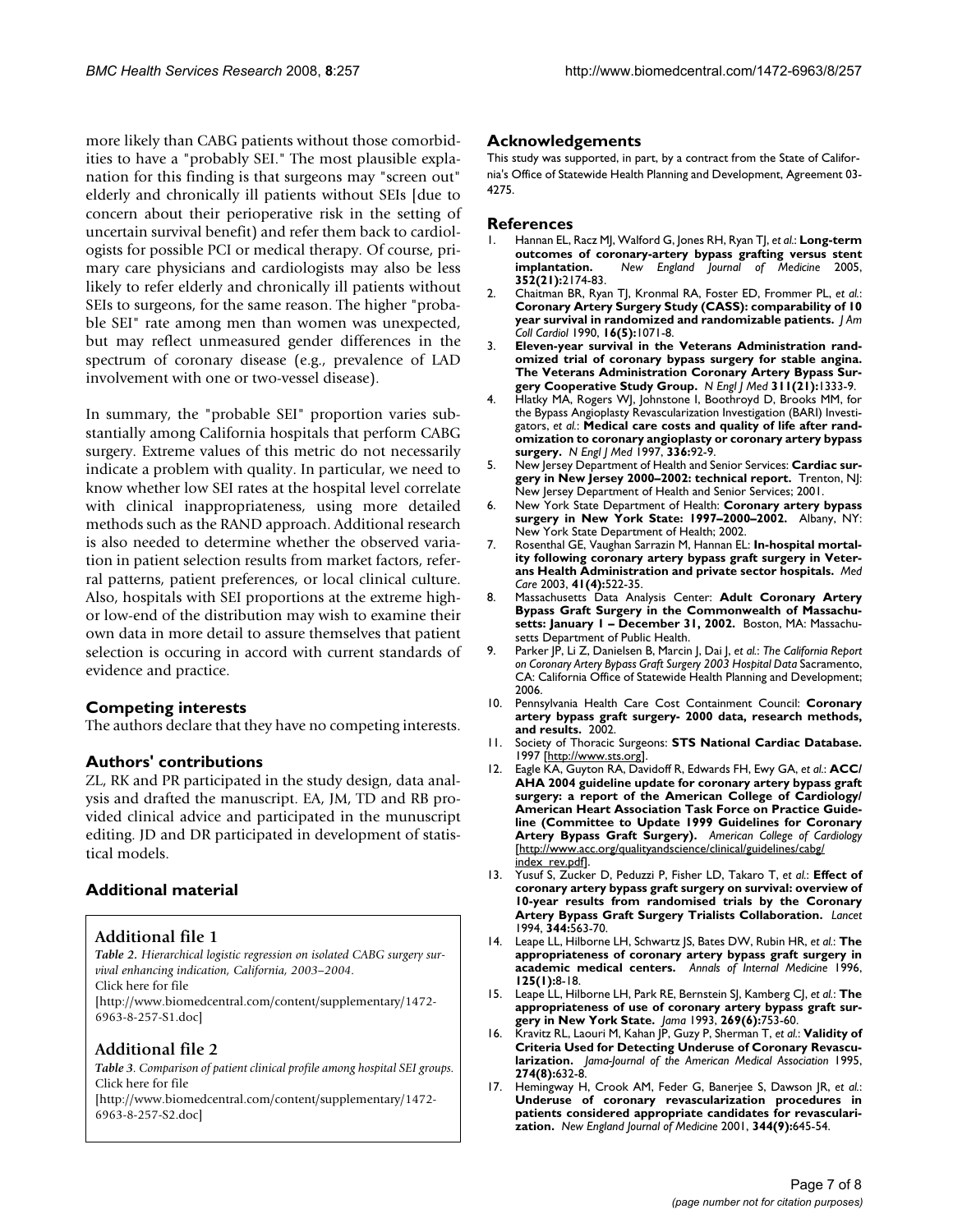more likely than CABG patients without those comorbidities to have a "probably SEI." The most plausible explanation for this finding is that surgeons may "screen out" elderly and chronically ill patients without SEIs [due to concern about their perioperative risk in the setting of uncertain survival benefit) and refer them back to cardiologists for possible PCI or medical therapy. Of course, primary care physicians and cardiologists may also be less likely to refer elderly and chronically ill patients without SEIs to surgeons, for the same reason. The higher "probable SEI" rate among men than women was unexpected, but may reflect unmeasured gender differences in the spectrum of coronary disease (e.g., prevalence of LAD involvement with one or two-vessel disease).

In summary, the "probable SEI" proportion varies substantially among California hospitals that perform CABG surgery. Extreme values of this metric do not necessarily indicate a problem with quality. In particular, we need to know whether low SEI rates at the hospital level correlate with clinical inappropriateness, using more detailed methods such as the RAND approach. Additional research is also needed to determine whether the observed variation in patient selection results from market factors, referral patterns, patient preferences, or local clinical culture. Also, hospitals with SEI proportions at the extreme high- or low-end of the distribution may wish to examine their own data in more detail to assure themselves that patient selection is occuring in accord with current standards of evidence and practice.

## Competing interests

The authors declare that they have no competing interests.

## Authors' contributions

ZL, RK and PR participated in the study design, data analysis and drafted the manuscript. EA, JM, TD and RB provided clinical advice and participated in the munuscript editing. JD and DR participated in development of statistical models.

## Additional material

**Additional file 1**

*Table 2. Hierarchical logistic regression on isolated CABG surgery survival enhancing indication, California, 2003–2004.*
Click here for file
[http://www.biomedcentral.com/content/supplementary/1472-6963-8-257-S1.doc]

**Additional file 2**

*Table 3. Comparison of patient clinical profile among hospital SEI groups.*
Click here for file
[http://www.biomedcentral.com/content/supplementary/1472-6963-8-257-S2.doc]

## Acknowledgements

This study was supported, in part, by a contract from the State of California's Office of Statewide Health Planning and Development, Agreement 03-4275.

## References

1. Hannan EL, Racz MJ, Walford G, Jones RH, Ryan TJ, *et al.*: **Long-term outcomes of coronary-artery bypass grafting versus stent implantation.** *New England Journal of Medicine* 2005, **352(21):**2174-83.
2. Chaitman BR, Ryan TJ, Kronmal RA, Foster ED, Frommer PL, *et al.*: **Coronary Artery Surgery Study (CASS): comparability of 10 year survival in randomized and randomizable patients.** *J Am Coll Cardiol* 1990, **16(5):**1071-8.
3. **Eleven-year survival in the Veterans Administration randomized trial of coronary bypass surgery for stable angina. The Veterans Administration Coronary Artery Bypass Surgery Cooperative Study Group.** *N Engl J Med* **311(21):**1333-9.
4. Hlatky MA, Rogers WJ, Johnstone I, Boothroyd D, Brooks MM, for the Bypass Angioplasty Revascularization Investigation (BARI) Investigators, *et al.*: **Medical care costs and quality of life after randomization to coronary angioplasty or coronary artery bypass surgery.** *N Engl J Med* 1997, **336:**92-9.
5. New Jersey Department of Health and Senior Services: **Cardiac surgery in New Jersey 2000–2002: technical report.** Trenton, NJ: New Jersey Department of Health and Senior Services; 2001.
6. New York State Department of Health: **Coronary artery bypass surgery in New York State: 1997–2000–2002.** Albany, NY: New York State Department of Health; 2002.
7. Rosenthal GE, Vaughan Sarrazin M, Hannan EL: **In-hospital mortality following coronary artery bypass graft surgery in Veterans Health Administration and private sector hospitals.** *Med Care* 2003, **41(4):**522-35.
8. Massachusetts Data Analysis Center: **Adult Coronary Artery Bypass Graft Surgery in the Commonwealth of Massachusetts: January 1 – December 31, 2002.** Boston, MA: Massachusetts Department of Public Health.
9. Parker JP, Li Z, Danielsen B, Marcin J, Dai J, *et al.*: *The California Report on Coronary Artery Bypass Graft Surgery 2003 Hospital Data* Sacramento, CA: California Office of Statewide Health Planning and Development; 2006.
10. Pennsylvania Health Care Cost Containment Council: **Coronary artery bypass graft surgery- 2000 data, research methods, and results.** 2002.
11. Society of Thoracic Surgeons: **STS National Cardiac Database.** 1997 [http://www.sts.org].
12. Eagle KA, Guyton RA, Davidoff R, Edwards FH, Ewy GA, *et al.*: **ACC/AHA 2004 guideline update for coronary artery bypass graft surgery: a report of the American College of Cardiology/American Heart Association Task Force on Practice Guideline (Committee to Update 1999 Guidelines for Coronary Artery Bypass Graft Surgery).** *American College of Cardiology* [http://www.acc.org/qualityandscience/clinical/guidelines/cabg/index_rev.pdf].
13. Yusuf S, Zucker D, Peduzzi P, Fisher LD, Takaro T, *et al.*: **Effect of coronary artery bypass graft surgery on survival: overview of 10-year results from randomised trials by the Coronary Artery Bypass Graft Surgery Trialists Collaboration.** *Lancet* 1994, **344:**563-70.
14. Leape LL, Hilborne LH, Schwartz JS, Bates DW, Rubin HR, *et al.*: **The appropriateness of coronary artery bypass graft surgery in academic medical centers.** *Annals of Internal Medicine* 1996, **125(1):**8-18.
15. Leape LL, Hilborne LH, Park RE, Bernstein SJ, Kamberg CJ, *et al.*: **The appropriateness of use of coronary artery bypass graft surgery in New York State.** *Jama* 1993, **269(6):**753-60.
16. Kravitz RL, Laouri M, Kahan JP, Guzy P, Sherman T, *et al.*: **Validity of Criteria Used for Detecting Underuse of Coronary Revascularization.** *Jama-Journal of the American Medical Association* 1995, **274(8):**632-8.
17. Hemingway H, Crook AM, Feder G, Banerjee S, Dawson JR, *et al.*: **Underuse of coronary revascularization procedures in patients considered appropriate candidates for revascularization.** *New England Journal of Medicine* 2001, **344(9):**645-54.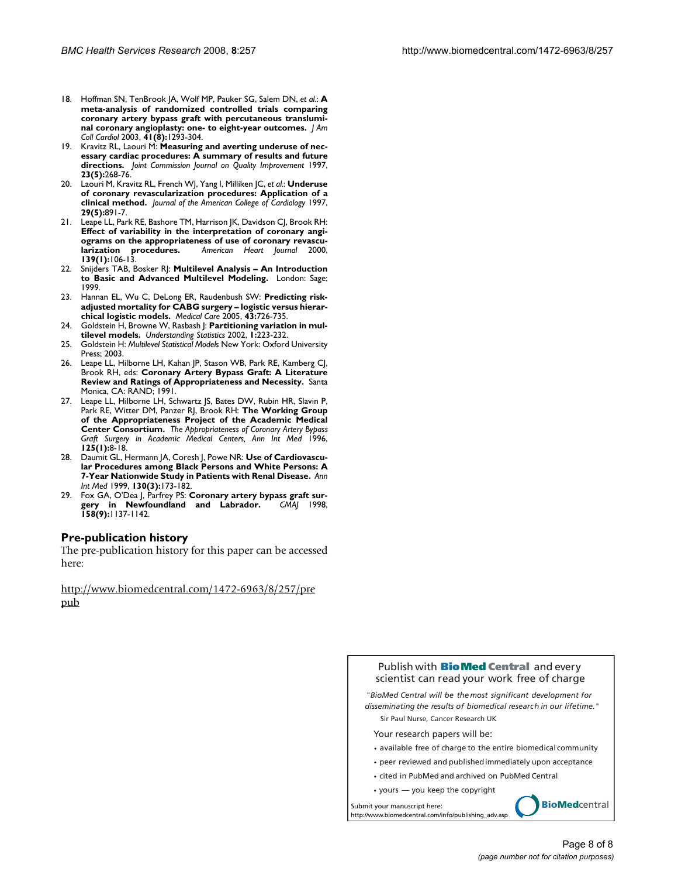18. Hoffman SN, TenBrook JA, Wolf MP, Pauker SG, Salem DN, *et al.*: **A meta-analysis of randomized controlled trials comparing coronary artery bypass graft with percutaneous transluminal coronary angioplasty: one- to eight-year outcomes.** *J Am Coll Cardiol* 2003, **41(8):**1293-304.
19. Kravitz RL, Laouri M: **Measuring and averting underuse of necessary cardiac procedures: A summary of results and future directions.** *Joint Commission Journal on Quality Improvement* 1997, **23(5):**268-76.
20. Laouri M, Kravitz RL, French WJ, Yang I, Milliken JC, *et al.*: **Underuse of coronary revascularization procedures: Application of a clinical method.** *Journal of the American College of Cardiology* 1997, **29(5):**891-7.
21. Leape LL, Park RE, Bashore TM, Harrison JK, Davidson CJ, Brook RH: **Effect of variability in the interpretation of coronary angiograms on the appropriateness of use of coronary revascularization procedures.** *American Heart Journal* 2000, **139(1):**106-13.
22. Snijders TAB, Bosker RJ: **Multilevel Analysis – An Introduction to Basic and Advanced Multilevel Modeling.** London: Sage; 1999.
23. Hannan EL, Wu C, DeLong ER, Raudenbush SW: **Predicting risk-adjusted mortality for CABG surgery – logistic versus hierarchical logistic models.** *Medical Care* 2005, **43:**726-735.
24. Goldstein H, Browne W, Rasbash J: **Partitioning variation in multilevel models.** *Understanding Statistics* 2002, **1:**223-232.
25. Goldstein H: *Multilevel Statistical Models* New York: Oxford University Press; 2003.
26. Leape LL, Hilborne LH, Kahan JP, Stason WB, Park RE, Kamberg CJ, Brook RH, eds: **Coronary Artery Bypass Graft: A Literature Review and Ratings of Appropriateness and Necessity.** Santa Monica, CA: RAND; 1991.
27. Leape LL, Hilborne LH, Schwartz JS, Bates DW, Rubin HR, Slavin P, Park RE, Witter DM, Panzer RJ, Brook RH: **The Working Group of the Appropriateness Project of the Academic Medical Center Consortium.** *The Appropriateness of Coronary Artery Bypass Graft Surgery in Academic Medical Centers, Ann Int Med* 1996, **125(1):**8-18.
28. Daumit GL, Hermann JA, Coresh J, Powe NR: **Use of Cardiovascular Procedures among Black Persons and White Persons: A 7-Year Nationwide Study in Patients with Renal Disease.** *Ann Int Med* 1999, **130(3):**173-182.
29. Fox GA, O'Dea J, Parfrey PS: **Coronary artery bypass graft surgery in Newfoundland and Labrador.** *CMAJ* 1998, **158(9):**1137-1142.

## Pre-publication history

The pre-publication history for this paper can be accessed here:

http://www.biomedcentral.com/1472-6963/8/257/prepub

Publish with **BioMed Central** and every scientist can read your work free of charge

*"BioMed Central will be the most significant development for disseminating the results of biomedical research in our lifetime."*

Sir Paul Nurse, Cancer Research UK

Your research papers will be:

- available free of charge to the entire biomedical community
- peer reviewed and published immediately upon acceptance
- cited in PubMed and archived on PubMed Central
- yours — you keep the copyright

Submit your manuscript here:
http://www.biomedcentral.com/info/publishing_adv.asp

BioMedcentral